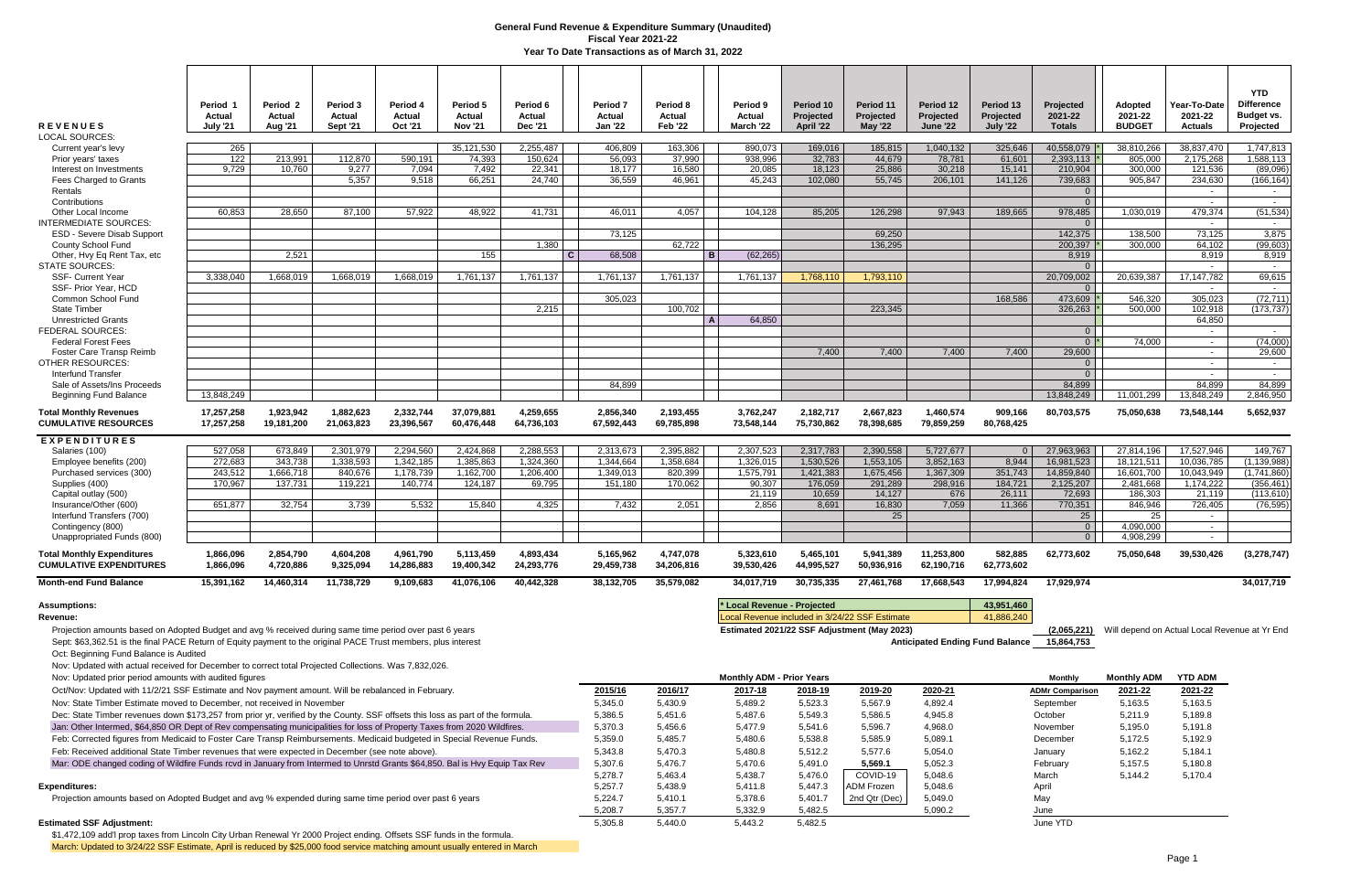# General Fund Revenue & Expenditure Summary (Unaudited)

## Fiscal Year 2021-22

### Year To Date Transactions as of March 31, 2022

| REVENUES | Period 1 Actual July '21 | Period 2 Actual Aug '21 | Period 3 Actual Sept '21 | Period 4 Actual Oct '21 | Period 5 Actual Nov '21 | Period 6 Actual Dec '21 | | Period 7 Actual Jan '22 | Period 8 Actual Feb '22 | | Period 9 Actual March '22 | Period 10 Projected April '22 | Period 11 Projected May '22 | Period 12 Projected June '22 | Period 13 Projected July '22 | Projected 2021-22 Totals | | Adopted 2021-22 BUDGET | Year-To-Date 2021-22 Actuals | YTD Difference Budget vs. Projected |
|---|---|---|---|---|---|---|---|---|---|---|---|---|---|---|---|---|---|---|---|---|
| LOCAL SOURCES: | | | | | | | | | | | | | | | | | | | | |
| Current year's levy | 265 | | | | 35,121,530 | 2,255,487 | | 406,809 | 163,306 | | 890,073 | 169,016 | 185,815 | 1,040,132 | 325,646 | 40,558,079 | * | 38,810,266 | 38,837,470 | 1,747,813 |
| Prior years' taxes | 122 | 213,991 | 112,870 | 590,191 | 74,393 | 150,624 | | 56,093 | 37,990 | | 938,996 | 32,783 | 44,679 | 78,781 | 61,601 | 2,393,113 | * | 805,000 | 2,175,268 | 1,588,113 |
| Interest on Investments | 9,729 | 10,760 | 9,277 | 7,094 | 7,492 | 22,341 | | 18,177 | 16,580 | | 20,085 | 18,123 | 25,886 | 30,218 | 15,141 | 210,904 | | 300,000 | 121,536 | (89,096) |
| Fees Charged to Grants | | | 5,357 | 9,518 | 66,251 | 24,740 | | 36,559 | 46,961 | | 45,243 | 102,080 | 55,745 | 206,101 | 141,126 | 739,683 | | 905,847 | 234,630 | (166,164) |
| Rentals | | | | | | | | | | | | | | | | 0 | | | | - |
| Contributions | | | | | | | | | | | | | | | | 0 | | | - | - |
| Other Local Income | 60,853 | 28,650 | 87,100 | 57,922 | 48,922 | 41,731 | | 46,011 | 4,057 | | 104,128 | 85,205 | 126,298 | 97,943 | 189,665 | 978,485 | | 1,030,019 | 479,374 | (51,534) |
| INTERMEDIATE SOURCES: | | | | | | | | | | | | | | | | 0 | | | - | - |
| ESD - Severe Disab Support | | | | | | | | 73,125 | | | | | 69,250 | | | 142,375 | | 138,500 | 73,125 | 3,875 |
| County School Fund | | | | | | 1,380 | | | 62,722 | | | | 136,295 | | | 200,397 | * | 300,000 | 64,102 | (99,603) |
| Other, Hvy Eq Rent Tax, etc | | 2,521 | | | 155 | | C | 68,508 | | B | (62,265) | | | | | 8,919 | | | 8,919 | 8,919 |
| STATE SOURCES: | | | | | | | | | | | | | | | | 0 | | | - | - |
| SSF- Current Year | 3,338,040 | 1,668,019 | 1,668,019 | 1,668,019 | 1,761,137 | 1,761,137 | | 1,761,137 | 1,761,137 | | 1,761,137 | 1,768,110 | 1,793,110 | | | 20,709,002 | | 20,639,387 | 17,147,782 | 69,615 |
| SSF- Prior Year, HCD | | | | | | | | | | | | | | | | 0 | | | - | - |
| Common School Fund | | | | | | | | 305,023 | | | | | | | 168,586 | 473,609 | * | 546,320 | 305,023 | (72,711) |
| State Timber | | | | | | 2,215 | | | 100,702 | | | | 223,345 | | | 326,263 | * | 500,000 | 102,918 | (173,737) |
| Unrestricted Grants | | | | | | | | | | A | 64,850 | | | | | | | | 64,850 | |
| FEDERAL SOURCES: | | | | | | | | | | | | | | | | 0 | | | - | - |
| Federal Forest Fees | | | | | | | | | | | | | | | | 0 | * | 74,000 | - | (74,000) |
| Foster Care Transp Reimb | | | | | | | | | | | | 7,400 | 7,400 | 7,400 | 7,400 | 29,600 | | | - | 29,600 |
| OTHER RESOURCES: | | | | | | | | | | | | | | | | 0 | | | - | - |
| Interfund Transfer | | | | | | | | | | | | | | | | 0 | | | - | - |
| Sale of Assets/Ins Proceeds | | | | | | | | 84,899 | | | | | | | | 84,899 | | | 84,899 | 84,899 |
| Beginning Fund Balance | 13,848,249 | | | | | | | | | | | | | | | 13,848,249 | | 11,001,299 | 13,848,249 | 2,846,950 |
| **Total Monthly Revenues** | 17,257,258 | 1,923,942 | 1,882,623 | 2,332,744 | 37,079,881 | 4,259,655 | | 2,856,340 | 2,193,455 | | 3,762,247 | 2,182,717 | 2,667,823 | 1,460,574 | 909,166 | 80,703,575 | | 75,050,638 | 73,548,144 | 5,652,937 |
| **CUMULATIVE RESOURCES** | 17,257,258 | 19,181,200 | 21,063,823 | 23,396,567 | 60,476,448 | 64,736,103 | | 67,592,443 | 69,785,898 | | 73,548,144 | 75,730,862 | 78,398,685 | 79,859,259 | 80,768,425 | | | | | |
| **EXPENDITURES** | | | | | | | | | | | | | | | | | | | | |
| Salaries (100) | 527,058 | 673,849 | 2,301,979 | 2,294,560 | 2,424,868 | 2,288,553 | | 2,313,673 | 2,395,882 | | 2,307,523 | 2,317,783 | 2,390,558 | 5,727,677 | 0 | 27,963,963 | | 27,814,196 | 17,527,946 | 149,767 |
| Employee benefits (200) | 272,683 | 343,738 | 1,338,593 | 1,342,185 | 1,385,863 | 1,324,360 | | 1,344,664 | 1,358,684 | | 1,326,015 | 1,530,526 | 1,553,105 | 3,852,163 | 8,944 | 16,981,523 | | 18,121,511 | 10,036,785 | (1,139,988) |
| Purchased services (300) | 243,512 | 1,666,718 | 840,676 | 1,178,739 | 1,162,700 | 1,206,400 | | 1,349,013 | 820,399 | | 1,575,791 | 1,421,383 | 1,675,456 | 1,367,309 | 351,743 | 14,859,840 | | 16,601,700 | 10,043,949 | (1,741,860) |
| Supplies (400) | 170,967 | 137,731 | 119,221 | 140,774 | 124,187 | 69,795 | | 151,180 | 170,062 | | 90,307 | 176,059 | 291,289 | 298,916 | 184,721 | 2,125,207 | | 2,481,668 | 1,174,222 | (356,461) |
| Capital outlay (500) | | | | | | | | | | | 21,119 | 10,659 | 14,127 | 676 | 26,111 | 72,693 | | 186,303 | 21,119 | (113,610) |
| Insurance/Other (600) | 651,877 | 32,754 | 3,739 | 5,532 | 15,840 | 4,325 | | 7,432 | 2,051 | | 2,856 | 8,691 | 16,830 | 7,059 | 11,366 | 770,351 | | 846,946 | 726,405 | (76,595) |
| Interfund Transfers (700) | | | | | | | | | | | | | 25 | | | 25 | | 25 | - | |
| Contingency (800) | | | | | | | | | | | | | | | | 0 | | 4,090,000 | - | |
| Unappropriated Funds (800) | | | | | | | | | | | | | | | | 0 | | 4,908,299 | - | |
| **Total Monthly Expenditures** | 1,866,096 | 2,854,790 | 4,604,208 | 4,961,790 | 5,113,459 | 4,893,434 | | 5,165,962 | 4,747,078 | | 5,323,610 | 5,465,101 | 5,941,389 | 11,253,800 | 582,885 | 62,773,602 | | 75,050,648 | 39,530,426 | (3,278,747) |
| **CUMULATIVE EXPENDITURES** | 1,866,096 | 4,720,886 | 9,325,094 | 14,286,883 | 19,400,342 | 24,293,776 | | 29,459,738 | 34,206,816 | | 39,530,426 | 44,995,527 | 50,936,916 | 62,190,716 | 62,773,602 | | | | | |
| **Month-end Fund Balance** | 15,391,162 | 14,460,314 | 11,738,729 | 9,109,683 | 41,076,106 | 40,442,328 | | 38,132,705 | 35,579,082 | | 34,017,719 | 30,735,335 | 27,461,768 | 17,668,543 | 17,994,824 | 17,929,974 | | | | 34,017,719 |

| | |
|---|---|
| * Local Revenue - Projected | 43,951,460 |
| Local Revenue included in 3/24/22 SSF Estimate | 41,886,240 |
| Estimated 2021/22 SSF Adjustment (May 2023) | (2,065,221) Will depend on Actual Local Revenue at Yr End |
| Anticipated Ending Fund Balance | 15,864,753 |

**Assumptions:**

**Revenue:**

Projection amounts based on Adopted Budget and avg % received during same time period over past 6 years

Sept: $63,362.51 is the final PACE Return of Equity payment to the original PACE Trust members, plus interest

Oct: Beginning Fund Balance is Audited

Nov: Updated with actual received for December to correct total Projected Collections. Was 7,832,026.

Nov: Updated prior period amounts with audited figures

Oct/Nov: Updated with 11/2/21 SSF Estimate and Nov payment amount. Will be rebalanced in February.

Nov: State Timber Estimate moved to December, not received in November

Dec: State Timber revenues down $173,257 from prior yr, verified by the County. SSF offsets this loss as part of the formula.

Jan: Other Intermed, $64,850 OR Dept of Rev compensating municipalities for loss of Property Taxes from 2020 Wildfires.

Feb: Corrected figures from Medicaid to Foster Care Transp Reimbursements. Medicaid budgeted in Special Revenue Funds.

Feb: Received additional State Timber revenues that were expected in December (see note above).

Mar: ODE changed coding of Wildfire Funds rcvd in January from Intermed to Unrstd Grants $64,850. Bal is Hvy Equip Tax Rev

**Expenditures:**

Projection amounts based on Adopted Budget and avg % expended during same time period over past 6 years

**Estimated SSF Adjustment:**

$1,472,190 add'l prop taxes from Lincoln City Urban Renewal Yr 2000 Project ending. Offsets SSF funds in the formula.

March: Updated to 3/24/22 SSF Estimate, April is reduced by $25,000 food service matching amount usually entered in March

**Monthly ADM - Prior Years**

| 2015/16 | 2016/17 | 2017-18 | 2018-19 | 2019-20 | 2020-21 |
|---|---|---|---|---|---|
| 5,345.0 | 5,430.9 | 5,489.2 | 5,523.3 | 5,567.9 | 4,892.4 |
| 5,386.5 | 5,451.6 | 5,487.6 | 5,549.3 | 5,586.5 | 4,945.8 |
| 5,370.3 | 5,456.6 | 5,477.9 | 5,541.6 | 5,596.7 | 4,968.0 |
| 5,359.0 | 5,485.7 | 5,480.6 | 5,538.8 | 5,585.9 | 5,089.1 |
| 5,343.8 | 5,470.3 | 5,480.8 | 5,512.2 | 5,577.6 | 5,054.0 |
| 5,307.6 | 5,476.7 | 5,470.6 | 5,491.0 | **5,569.1** | 5,052.3 |
| 5,278.7 | 5,463.4 | 5,438.7 | 5,476.0 | COVID-19 | 5,048.6 |
| 5,257.7 | 5,438.9 | 5,411.8 | 5,447.3 | ADM Frozen | 5,048.6 |
| 5,224.7 | 5,410.1 | 5,378.6 | 5,401.7 | 2nd Qtr (Dec) | 5,049.0 |
| 5,208.7 | 5,357.7 | 5,332.9 | 5,482.5 | | 5,090.2 |
| 5,305.8 | 5,440.0 | 5,443.2 | 5,482.5 | | |

| Monthly ADMr Comparison | Monthly ADM 2021-22 | YTD ADM 2021-22 |
|---|---|---|
| September | 5,163.5 | 5,163.5 |
| October | 5,211.9 | 5,189.8 |
| November | 5,195.0 | 5,191.8 |
| December | 5,172.5 | 5,192.9 |
| January | 5,162.2 | 5,184.1 |
| February | 5,157.5 | 5,180.8 |
| March | 5,144.2 | 5,170.4 |
| April | | |
| May | | |
| June | | |
| June YTD | | |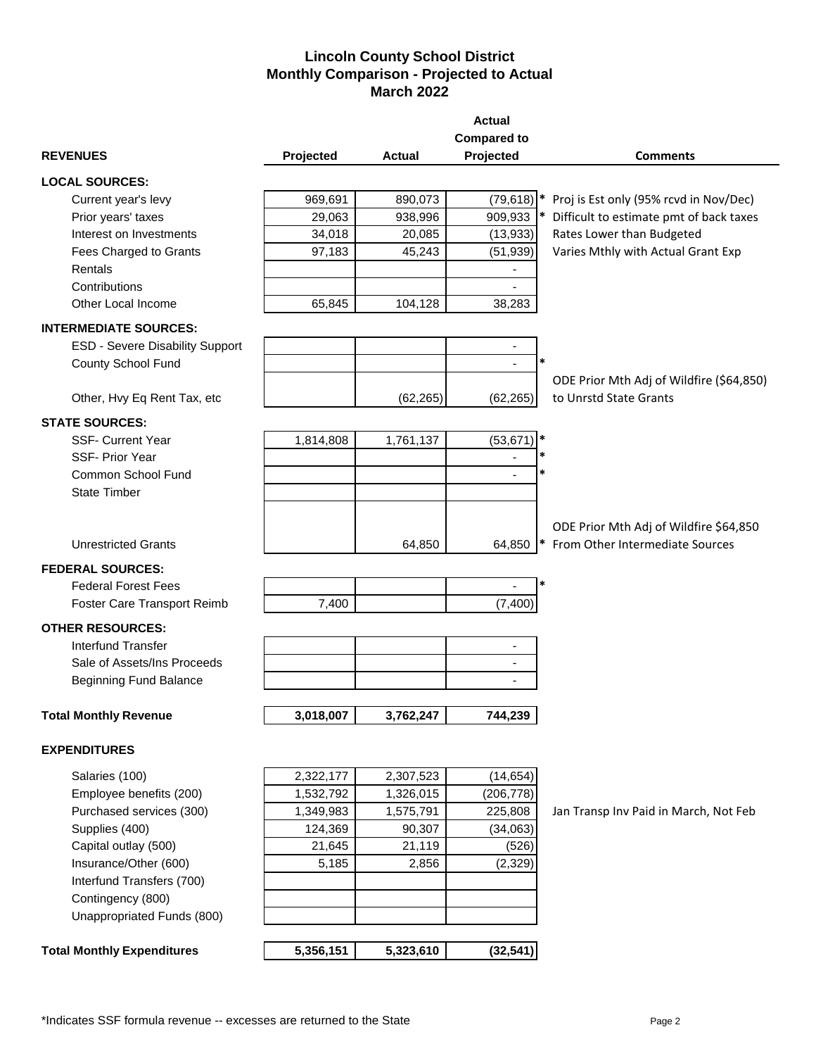# Lincoln County School District
## Monthly Comparison - Projected to Actual
## March 2022

| REVENUES | Projected | Actual | Actual Compared to Projected | | Comments |
|---|---|---|---|---|---|
| **LOCAL SOURCES:** | | | | | |
| Current year's levy | 969,691 | 890,073 | (79,618) | * | Proj is Est only (95% rcvd in Nov/Dec) |
| Prior years' taxes | 29,063 | 938,996 | 909,933 | * | Difficult to estimate pmt of back taxes |
| Interest on Investments | 34,018 | 20,085 | (13,933) | | Rates Lower than Budgeted |
| Fees Charged to Grants | 97,183 | 45,243 | (51,939) | | Varies Mthly with Actual Grant Exp |
| Rentals | | | - | | |
| Contributions | | | - | | |
| Other Local Income | 65,845 | 104,128 | 38,283 | | |
| **INTERMEDIATE SOURCES:** | | | | | |
| ESD - Severe Disability Support | | | - | | |
| County School Fund | | | - | * | |
| Other, Hvy Eq Rent Tax, etc | | (62,265) | (62,265) | | ODE Prior Mth Adj of Wildfire ($64,850) to Unrstd State Grants |
| **STATE SOURCES:** | | | | | |
| SSF- Current Year | 1,814,808 | 1,761,137 | (53,671) | * | |
| SSF- Prior Year | | | - | * | |
| Common School Fund | | | - | * | |
| State Timber | | | | | |
| Unrestricted Grants | | 64,850 | 64,850 | * | ODE Prior Mth Adj of Wildfire $64,850 From Other Intermediate Sources |
| **FEDERAL SOURCES:** | | | | | |
| Federal Forest Fees | | | - | * | |
| Foster Care Transport Reimb | 7,400 | | (7,400) | | |
| **OTHER RESOURCES:** | | | | | |
| Interfund Transfer | | | - | | |
| Sale of Assets/Ins Proceeds | | | - | | |
| Beginning Fund Balance | | | - | | |
| **Total Monthly Revenue** | **3,018,007** | **3,762,247** | **744,239** | | |
| **EXPENDITURES** | | | | | |
| Salaries (100) | 2,322,177 | 2,307,523 | (14,654) | | |
| Employee benefits (200) | 1,532,792 | 1,326,015 | (206,778) | | |
| Purchased services (300) | 1,349,983 | 1,575,791 | 225,808 | | Jan Transp Inv Paid in March, Not Feb |
| Supplies (400) | 124,369 | 90,307 | (34,063) | | |
| Capital outlay (500) | 21,645 | 21,119 | (526) | | |
| Insurance/Other (600) | 5,185 | 2,856 | (2,329) | | |
| Interfund Transfers (700) | | | | | |
| Contingency (800) | | | | | |
| Unappropriated Funds (800) | | | | | |
| **Total Monthly Expenditures** | **5,356,151** | **5,323,610** | **(32,541)** | | |

*Indicates SSF formula revenue -- excesses are returned to the State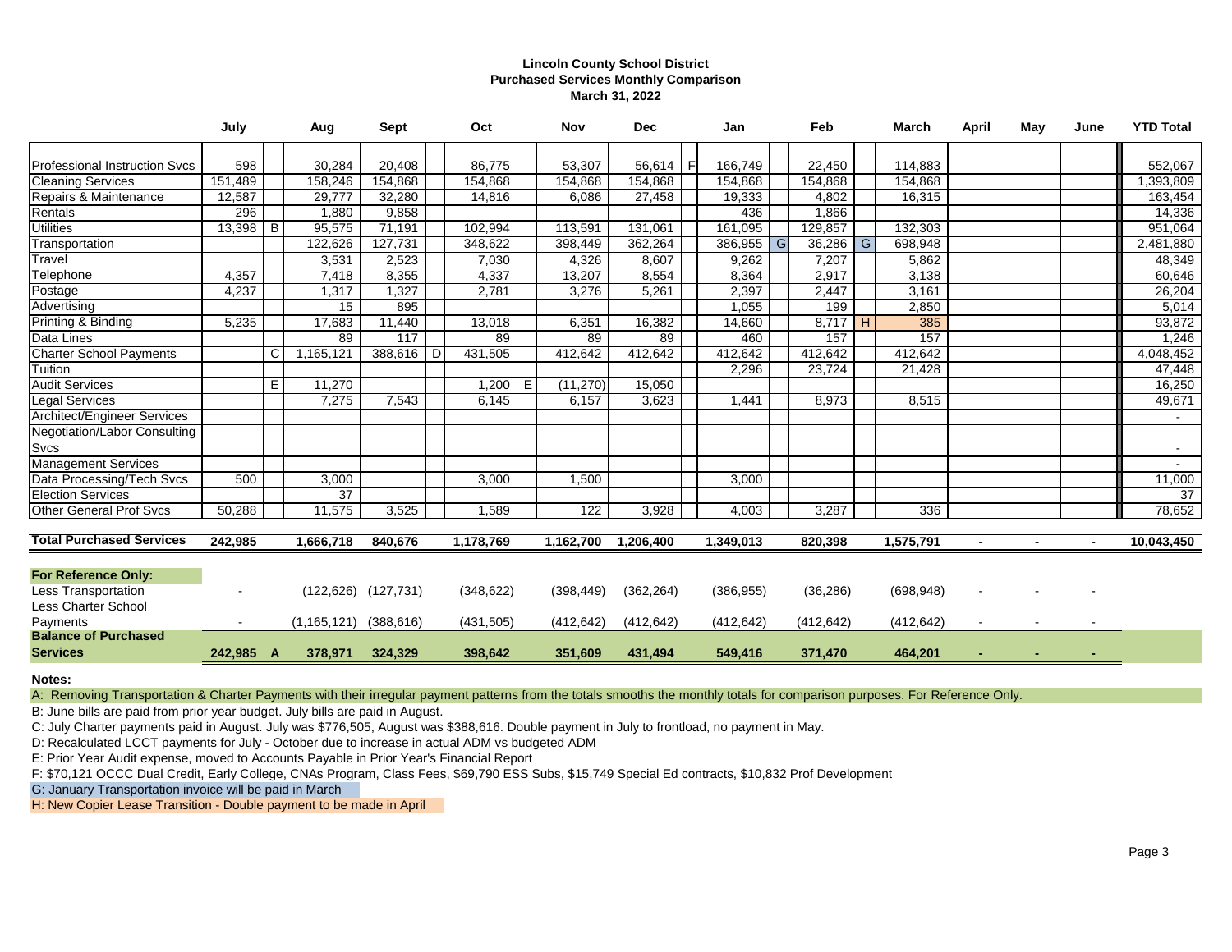**Lincoln County School District**
**Purchased Services Monthly Comparison**
**March 31, 2022**

| | July | | Aug | Sept | | Oct | | Nov | Dec | | Jan | | Feb | | March | April | May | June | YTD Total |
|---|---|---|---|---|---|---|---|---|---|---|---|---|---|---|---|---|---|---|---|
| Professional Instruction Svcs | 598 | | 30,284 | 20,408 | | 86,775 | | 53,307 | 56,614 | F | 166,749 | | 22,450 | | 114,883 | | | | 552,067 |
| Cleaning Services | 151,489 | | 158,246 | 154,868 | | 154,868 | | 154,868 | 154,868 | | 154,868 | | 154,868 | | 154,868 | | | | 1,393,809 |
| Repairs & Maintenance | 12,587 | | 29,777 | 32,280 | | 14,816 | | 6,086 | 27,458 | | 19,333 | | 4,802 | | 16,315 | | | | 163,454 |
| Rentals | 296 | | 1,880 | 9,858 | | | | | | | 436 | | 1,866 | | | | | | 14,336 |
| Utilities | 13,398 | B | 95,575 | 71,191 | | 102,994 | | 113,591 | 131,061 | | 161,095 | | 129,857 | | 132,303 | | | | 951,064 |
| Transportation | | | 122,626 | 127,731 | | 348,622 | | 398,449 | 362,264 | | 386,955 | G | 36,286 | G | 698,948 | | | | 2,481,880 |
| Travel | | | 3,531 | 2,523 | | 7,030 | | 4,326 | 8,607 | | 9,262 | | 7,207 | | 5,862 | | | | 48,349 |
| Telephone | 4,357 | | 7,418 | 8,355 | | 4,337 | | 13,207 | 8,554 | | 8,364 | | 2,917 | | 3,138 | | | | 60,646 |
| Postage | 4,237 | | 1,317 | 1,327 | | 2,781 | | 3,276 | 5,261 | | 2,397 | | 2,447 | | 3,161 | | | | 26,204 |
| Advertising | | | 15 | 895 | | | | | | | 1,055 | | 199 | | 2,850 | | | | 5,014 |
| Printing & Binding | 5,235 | | 17,683 | 11,440 | | 13,018 | | 6,351 | 16,382 | | 14,660 | | 8,717 | H | 385 | | | | 93,872 |
| Data Lines | | | 89 | 117 | | 89 | | 89 | 89 | | 460 | | 157 | | 157 | | | | 1,246 |
| Charter School Payments | | C | 1,165,121 | 388,616 | D | 431,505 | | 412,642 | 412,642 | | 412,642 | | 412,642 | | 412,642 | | | | 4,048,452 |
| Tuition | | | | | | | | | | | 2,296 | | 23,724 | | 21,428 | | | | 47,448 |
| Audit Services | | E | 11,270 | | | 1,200 | E | (11,270) | 15,050 | | | | | | | | | | 16,250 |
| Legal Services | | | 7,275 | 7,543 | | 6,145 | | 6,157 | 3,623 | | 1,441 | | 8,973 | | 8,515 | | | | 49,671 |
| Architect/Engineer Services | | | | | | | | | | | | | | | | | | | - |
| Negotiation/Labor Consulting Svcs | | | | | | | | | | | | | | | | | | | - |
| Management Services | | | | | | | | | | | | | | | | | | | - |
| Data Processing/Tech Svcs | 500 | | 3,000 | | | 3,000 | | 1,500 | | | 3,000 | | | | | | | | 11,000 |
| Election Services | | | 37 | | | | | | | | | | | | | | | | 37 |
| Other General Prof Svcs | 50,288 | | 11,575 | 3,525 | | 1,589 | | 122 | 3,928 | | 4,003 | | 3,287 | | 336 | | | | 78,652 |
| **Total Purchased Services** | **242,985** | | **1,666,718** | **840,676** | | **1,178,769** | | **1,162,700** | **1,206,400** | | **1,349,013** | | **820,398** | | **1,575,791** | **-** | **-** | **-** | **10,043,450** |
| **For Reference Only:** | | | | | | | | | | | | | | | | | | | |
| Less Transportation | - | | (122,626) | (127,731) | | (348,622) | | (398,449) | (362,264) | | (386,955) | | (36,286) | | (698,948) | - | - | - | |
| Less Charter School Payments | - | | (1,165,121) | (388,616) | | (431,505) | | (412,642) | (412,642) | | (412,642) | | (412,642) | | (412,642) | - | - | - | |
| **Balance of Purchased Services** | **242,985** | **A** | **378,971** | **324,329** | | **398,642** | | **351,609** | **431,494** | | **549,416** | | **371,470** | | **464,201** | **-** | **-** | **-** | |

**Notes:**

A: Removing Transportation & Charter Payments with their irregular payment patterns from the totals smooths the monthly totals for comparison purposes. For Reference Only.

B: June bills are paid from prior year budget. July bills are paid in August.

C: July Charter payments paid in August. July was $776,505, August was $388,616. Double payment in July to frontload, no payment in May.

D: Recalculated LCCT payments for July - October due to increase in actual ADM vs budgeted ADM

E: Prior Year Audit expense, moved to Accounts Payable in Prior Year's Financial Report

F: $70,121 OCCC Dual Credit, Early College, CNAs Program, Class Fees, $69,790 ESS Subs, $15,749 Special Ed contracts, $10,832 Prof Development

G: January Transportation invoice will be paid in March

H: New Copier Lease Transition - Double payment to be made in April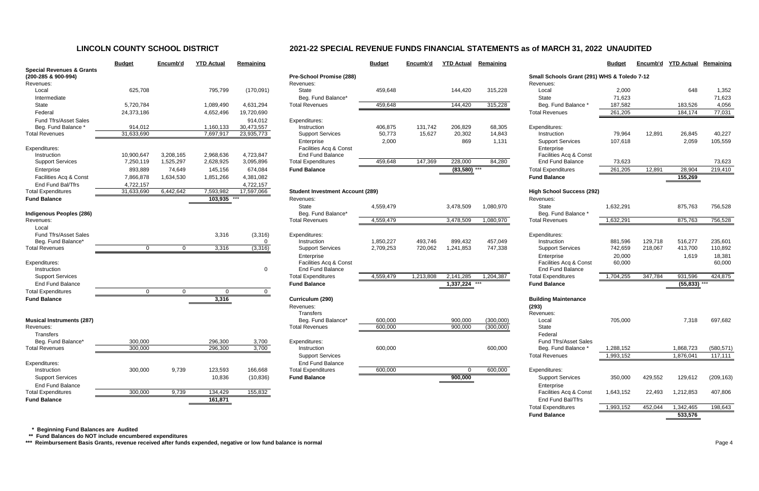# LINCOLN COUNTY SCHOOL DISTRICT

## 2021-22 SPECIAL REVENUE FUNDS FINANCIAL STATEMENTS as of MARCH 31, 2022 UNAUDITED

### Special Revenues & Grants (200-285 & 900-994)

| | Budget | Encumb'd | YTD Actual | Remaining |
|---|---|---|---|---|
| **Revenues:** | | | | |
| Local | 625,708 | | 795,799 | (170,091) |
| Intermediate | | | | |
| State | 5,720,784 | | 1,089,490 | 4,631,294 |
| Federal | 24,373,186 | | 4,652,496 | 19,720,690 |
| Fund Tfrs/Asset Sales | | | | 914,012 |
| Beg. Fund Balance * | 914,012 | | 1,160,133 | 30,473,557 |
| Total Revenues | 31,633,690 | | 7,697,917 | 23,935,773 |
| **Expenditures:** | | | | |
| Instruction | 10,900,647 | 3,208,165 | 2,968,636 | 4,723,847 |
| Support Services | 7,250,119 | 1,525,297 | 2,628,925 | 3,095,896 |
| Enterprise | 893,889 | 74,649 | 145,156 | 674,084 |
| Facilities Acq & Const | 7,866,878 | 1,634,530 | 1,851,266 | 4,381,082 |
| End Fund Bal/Tfrs | 4,722,157 | | | 4,722,157 |
| Total Expenditures | 31,633,690 | 6,442,642 | 7,593,982 | 17,597,066 |
| **Fund Balance** | | | 103,935 *** | |

### Indigenous Peoples (286)

| | Budget | Encumb'd | YTD Actual | Remaining |
|---|---|---|---|---|
| **Revenues:** | | | | |
| Local | | | | |
| Fund Tfrs/Asset Sales | | | 3,316 | (3,316) |
| Beg. Fund Balance* | | | | 0 |
| Total Revenues | 0 | 0 | 3,316 | (3,316) |
| **Expenditures:** | | | | |
| Instruction | | | | 0 |
| Support Services | | | | |
| End Fund Balance | | | | |
| Total Expenditures | 0 | 0 | 0 | 0 |
| **Fund Balance** | | | 3,316 | |

### Musical Instruments (287)

| | Budget | Encumb'd | YTD Actual | Remaining |
|---|---|---|---|---|
| **Revenues:** | | | | |
| Transfers | | | | |
| Beg. Fund Balance* | 300,000 | | 296,300 | 3,700 |
| Total Revenues | 300,000 | | 296,300 | 3,700 |
| **Expenditures:** | | | | |
| Instruction | 300,000 | 9,739 | 123,593 | 166,668 |
| Support Services | | | 10,836 | (10,836) |
| End Fund Balance | | | | |
| Total Expenditures | 300,000 | 9,739 | 134,429 | 155,832 |
| **Fund Balance** | | | 161,871 | |

### Pre-School Promise (288)

| | Budget | Encumb'd | YTD Actual | Remaining |
|---|---|---|---|---|
| **Revenues:** | | | | |
| State | 459,648 | | 144,420 | 315,228 |
| Beg. Fund Balance* | | | | |
| Total Revenues | 459,648 | | 144,420 | 315,228 |
| **Expenditures:** | | | | |
| Instruction | 406,875 | 131,742 | 206,829 | 68,305 |
| Support Services | 50,773 | 15,627 | 20,302 | 14,843 |
| Enterprise | 2,000 | | 869 | 1,131 |
| Facilities Acq & Const | | | | |
| End Fund Balance | | | | |
| Total Expenditures | 459,648 | 147,369 | 228,000 | 84,280 |
| **Fund Balance** | | | (83,580) *** | |

### Student Investment Account (289)

| | Budget | Encumb'd | YTD Actual | Remaining |
|---|---|---|---|---|
| **Revenues:** | | | | |
| State | 4,559,479 | | 3,478,509 | 1,080,970 |
| Beg. Fund Balance* | | | | |
| Total Revenues | 4,559,479 | | 3,478,509 | 1,080,970 |
| **Expenditures:** | | | | |
| Instruction | 1,850,227 | 493,746 | 899,432 | 457,049 |
| Support Services | 2,709,253 | 720,062 | 1,241,853 | 747,338 |
| Enterprise | | | | |
| Facilities Acq & Const | | | | |
| End Fund Balance | | | | |
| Total Expenditures | 4,559,479 | 1,213,808 | 2,141,285 | 1,204,387 |
| **Fund Balance** | | | 1,337,224 *** | |

### Curriculum (290)

| | Budget | Encumb'd | YTD Actual | Remaining |
|---|---|---|---|---|
| **Revenues:** | | | | |
| Transfers | | | | |
| Beg. Fund Balance* | 600,000 | | 900,000 | (300,000) |
| Total Revenues | 600,000 | | 900,000 | (300,000) |
| **Expenditures:** | | | | |
| Instruction | 600,000 | | | 600,000 |
| Support Services | | | | |
| End Fund Balance | | | | |
| Total Expenditures | 600,000 | | 0 | 600,000 |
| **Fund Balance** | | | 900,000 | |

### Small Schools Grant (291) WHS & Toledo 7-12

| | Budget | Encumb'd | YTD Actual | Remaining |
|---|---|---|---|---|
| **Revenues:** | | | | |
| Local | 2,000 | | 648 | 1,352 |
| State | 71,623 | | | 71,623 |
| Beg. Fund Balance * | 187,582 | | 183,526 | 4,056 |
| Total Revenues | 261,205 | | 184,174 | 77,031 |
| **Expenditures:** | | | | |
| Instruction | 79,964 | 12,891 | 26,845 | 40,227 |
| Support Services | 107,618 | | 2,059 | 105,559 |
| Enterprise | | | | |
| Facilities Acq & Const | | | | |
| End Fund Balance | 73,623 | | | 73,623 |
| Total Expenditures | 261,205 | 12,891 | 28,904 | 219,410 |
| **Fund Balance** | | | 155,269 | |

### High School Success (292)

| | Budget | Encumb'd | YTD Actual | Remaining |
|---|---|---|---|---|
| **Revenues:** | | | | |
| State | 1,632,291 | | 875,763 | 756,528 |
| Beg. Fund Balance * | | | | |
| Total Revenues | 1,632,291 | | 875,763 | 756,528 |
| **Expenditures:** | | | | |
| Instruction | 881,596 | 129,718 | 516,277 | 235,601 |
| Support Services | 742,659 | 218,067 | 413,700 | 110,892 |
| Enterprise | 20,000 | | 1,619 | 18,381 |
| Facilities Acq & Const | 60,000 | | | 60,000 |
| End Fund Balance | | | | |
| Total Expenditures | 1,704,255 | 347,784 | 931,596 | 424,875 |
| **Fund Balance** | | | (55,833) *** | |

### Building Maintenance (293)

| | Budget | Encumb'd | YTD Actual | Remaining |
|---|---|---|---|---|
| **Revenues:** | | | | |
| Local | 705,000 | | 7,318 | 697,682 |
| State | | | | |
| Federal | | | | |
| Fund Tfrs/Asset Sales | | | | |
| Beg. Fund Balance * | 1,288,152 | | 1,868,723 | (580,571) |
| Total Revenues | 1,993,152 | | 1,876,041 | 117,111 |
| **Expenditures:** | | | | |
| Support Services | 350,000 | 429,552 | 129,612 | (209,163) |
| Enterprise | | | | |
| Facilities Acq & Const | 1,643,152 | 22,493 | 1,212,853 | 407,806 |
| End Fund Bal/Tfrs | | | | |
| Total Expenditures | 1,993,152 | 452,044 | 1,342,465 | 198,643 |
| **Fund Balance** | | | 533,576 | |

**\* Beginning Fund Balances are Audited**

**\*\* Fund Balances do NOT include encumbered expenditures**

**\*\*\* Reimbursement Basis Grants, revenue received after funds expended, negative or low fund balance is normal**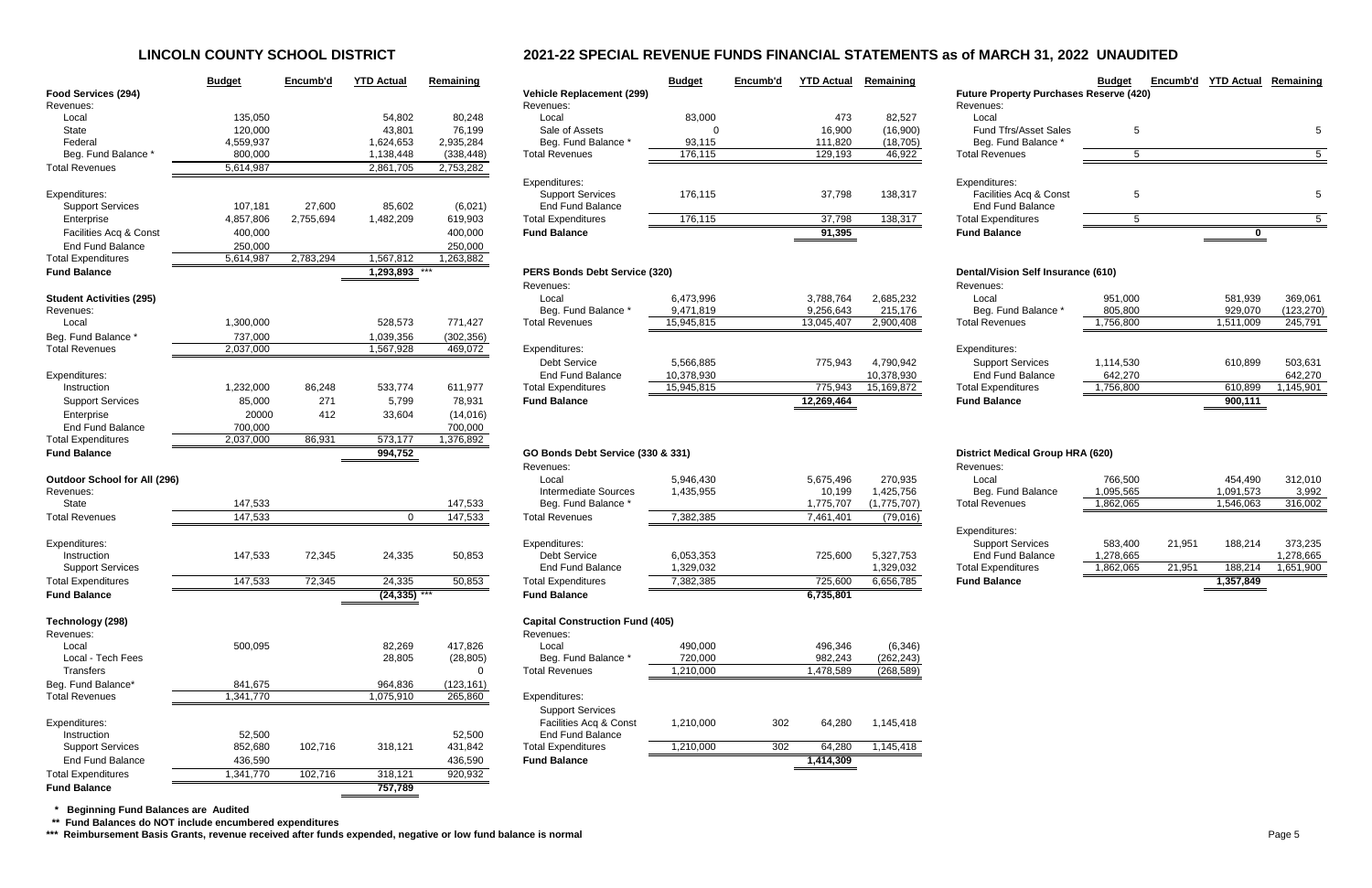## LINCOLN COUNTY SCHOOL DISTRICT

## 2021-22 SPECIAL REVENUE FUNDS FINANCIAL STATEMENTS as of MARCH 31, 2022 UNAUDITED

### Food Services (294)

| | Budget | Encumb'd | YTD Actual | Remaining |
|---|---|---|---|---|
| Revenues: | | | | |
| Local | 135,050 | | 54,802 | 80,248 |
| State | 120,000 | | 43,801 | 76,199 |
| Federal | 4,559,937 | | 1,624,653 | 2,935,284 |
| Beg. Fund Balance * | 800,000 | | 1,138,448 | (338,448) |
| Total Revenues | 5,614,987 | | 2,861,705 | 2,753,282 |
| Expenditures: | | | | |
| Support Services | 107,181 | 27,600 | 85,602 | (6,021) |
| Enterprise | 4,857,806 | 2,755,694 | 1,482,209 | 619,903 |
| Facilities Acq & Const | 400,000 | | | 400,000 |
| End Fund Balance | 250,000 | | | 250,000 |
| Total Expenditures | 5,614,987 | 2,783,294 | 1,567,812 | 1,263,882 |
| Fund Balance | | | 1,293,893 *** | |

### Student Activities (295)

| | Budget | Encumb'd | YTD Actual | Remaining |
|---|---|---|---|---|
| Revenues: | | | | |
| Local | 1,300,000 | | 528,573 | 771,427 |
| Beg. Fund Balance * | 737,000 | | 1,039,356 | (302,356) |
| Total Revenues | 2,037,000 | | 1,567,928 | 469,072 |
| Expenditures: | | | | |
| Instruction | 1,232,000 | 86,248 | 533,774 | 611,977 |
| Support Services | 85,000 | 271 | 5,799 | 78,931 |
| Enterprise | 20000 | 412 | 33,604 | (14,016) |
| End Fund Balance | 700,000 | | | 700,000 |
| Total Expenditures | 2,037,000 | 86,931 | 573,177 | 1,376,892 |
| Fund Balance | | | 994,752 | |

### Outdoor School for All (296)

| | Budget | Encumb'd | YTD Actual | Remaining |
|---|---|---|---|---|
| Revenues: | | | | |
| State | 147,533 | | | 147,533 |
| Total Revenues | 147,533 | | 0 | 147,533 |
| Expenditures: | | | | |
| Instruction | 147,533 | 72,345 | 24,335 | 50,853 |
| Support Services | | | | |
| Total Expenditures | 147,533 | 72,345 | 24,335 | 50,853 |
| Fund Balance | | | (24,335) *** | |

### Technology (298)

| | Budget | Encumb'd | YTD Actual | Remaining |
|---|---|---|---|---|
| Revenues: | | | | |
| Local | 500,095 | | 82,269 | 417,826 |
| Local - Tech Fees | | | 28,805 | (28,805) |
| Transfers | | | | 0 |
| Beg. Fund Balance* | 841,675 | | 964,836 | (123,161) |
| Total Revenues | 1,341,770 | | 1,075,910 | 265,860 |
| Expenditures: | | | | |
| Instruction | 52,500 | | | 52,500 |
| Support Services | 852,680 | 102,716 | 318,121 | 431,842 |
| End Fund Balance | 436,590 | | | 436,590 |
| Total Expenditures | 1,341,770 | 102,716 | 318,121 | 920,932 |
| Fund Balance | | | 757,789 | |

### Vehicle Replacement (299)

| | Budget | Encumb'd | YTD Actual | Remaining |
|---|---|---|---|---|
| Revenues: | | | | |
| Local | 83,000 | | 473 | 82,527 |
| Sale of Assets | 0 | | 16,900 | (16,900) |
| Beg. Fund Balance * | 93,115 | | 111,820 | (18,705) |
| Total Revenues | 176,115 | | 129,193 | 46,922 |
| Expenditures: | | | | |
| Support Services | 176,115 | | 37,798 | 138,317 |
| End Fund Balance | | | | |
| Total Expenditures | 176,115 | | 37,798 | 138,317 |
| Fund Balance | | | 91,395 | |

### PERS Bonds Debt Service (320)

| | Budget | Encumb'd | YTD Actual | Remaining |
|---|---|---|---|---|
| Revenues: | | | | |
| Local | 6,473,996 | | 3,788,764 | 2,685,232 |
| Beg. Fund Balance * | 9,471,819 | | 9,256,643 | 215,176 |
| Total Revenues | 15,945,815 | | 13,045,407 | 2,900,408 |
| Expenditures: | | | | |
| Debt Service | 5,566,885 | | 775,943 | 4,790,942 |
| End Fund Balance | 10,378,930 | | | 10,378,930 |
| Total Expenditures | 15,945,815 | | 775,943 | 15,169,872 |
| Fund Balance | | | 12,269,464 | |

### GO Bonds Debt Service (330 & 331)

| | Budget | Encumb'd | YTD Actual | Remaining |
|---|---|---|---|---|
| Revenues: | | | | |
| Local | 5,946,430 | | 5,675,496 | 270,935 |
| Intermediate Sources | 1,435,955 | | 10,199 | 1,425,756 |
| Beg. Fund Balance * | | | 1,775,707 | (1,775,707) |
| Total Revenues | 7,382,385 | | 7,461,401 | (79,016) |
| Expenditures: | | | | |
| Debt Service | 6,053,353 | | 725,600 | 5,327,753 |
| End Fund Balance | 1,329,032 | | | 1,329,032 |
| Total Expenditures | 7,382,385 | | 725,600 | 6,656,785 |
| Fund Balance | | | 6,735,801 | |

### Capital Construction Fund (405)

| | Budget | Encumb'd | YTD Actual | Remaining |
|---|---|---|---|---|
| Revenues: | | | | |
| Local | 490,000 | | 496,346 | (6,346) |
| Beg. Fund Balance * | 720,000 | | 982,243 | (262,243) |
| Total Revenues | 1,210,000 | | 1,478,589 | (268,589) |
| Expenditures: | | | | |
| Support Services | | | | |
| Facilities Acq & Const | 1,210,000 | 302 | 64,280 | 1,145,418 |
| End Fund Balance | | | | |
| Total Expenditures | 1,210,000 | 302 | 64,280 | 1,145,418 |
| Fund Balance | | | 1,414,309 | |

### Future Property Purchases Reserve (420)

| | Budget | Encumb'd | YTD Actual | Remaining |
|---|---|---|---|---|
| Revenues: | | | | |
| Local | | | | |
| Fund Tfrs/Asset Sales | 5 | | | 5 |
| Beg. Fund Balance * | | | | |
| Total Revenues | 5 | | | 5 |
| Expenditures: | | | | |
| Facilities Acq & Const | 5 | | | 5 |
| End Fund Balance | | | | |
| Total Expenditures | 5 | | | 5 |
| Fund Balance | | | 0 | |

### Dental/Vision Self Insurance (610)

| | Budget | Encumb'd | YTD Actual | Remaining |
|---|---|---|---|---|
| Revenues: | | | | |
| Local | 951,000 | | 581,939 | 369,061 |
| Beg. Fund Balance * | 805,800 | | 929,070 | (123,270) |
| Total Revenues | 1,756,800 | | 1,511,009 | 245,791 |
| Expenditures: | | | | |
| Support Services | 1,114,530 | | 610,899 | 503,631 |
| End Fund Balance | 642,270 | | | 642,270 |
| Total Expenditures | 1,756,800 | | 610,899 | 1,145,901 |
| Fund Balance | | | 900,111 | |

### District Medical Group HRA (620)

| | Budget | Encumb'd | YTD Actual | Remaining |
|---|---|---|---|---|
| Revenues: | | | | |
| Local | 766,500 | | 454,490 | 312,010 |
| Beg. Fund Balance | 1,095,565 | | 1,091,573 | 3,992 |
| Total Revenues | 1,862,065 | | 1,546,063 | 316,002 |
| Expenditures: | | | | |
| Support Services | 583,400 | 21,951 | 188,214 | 373,235 |
| End Fund Balance | 1,278,665 | | | 1,278,665 |
| Total Expenditures | 1,862,065 | 21,951 | 188,214 | 1,651,900 |
| Fund Balance | | | 1,357,849 | |

**\* Beginning Fund Balances are Audited**

**\*\* Fund Balances do NOT include encumbered expenditures**

**\*\*\* Reimbursement Basis Grants, revenue received after funds expended, negative or low fund balance is normal**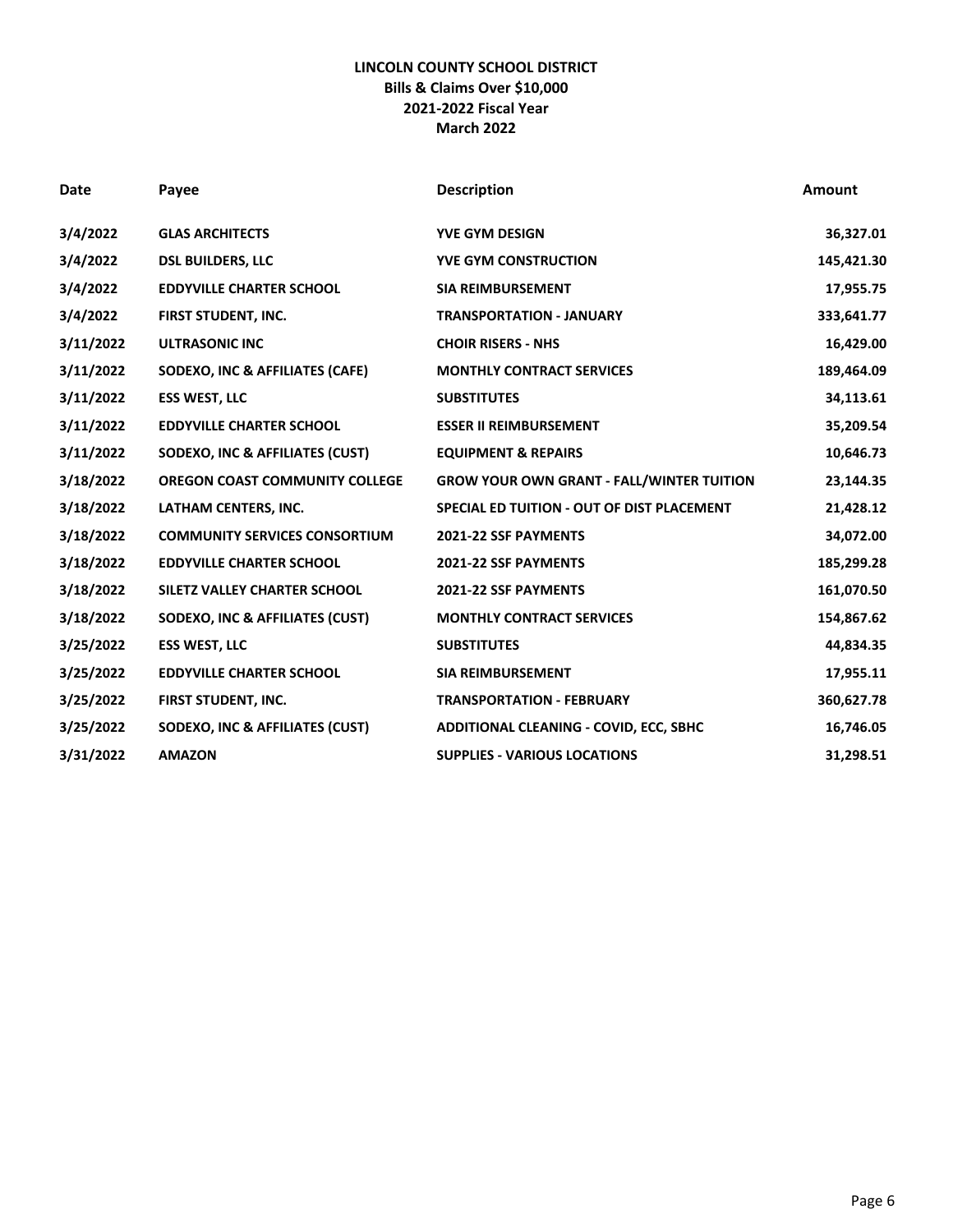**LINCOLN COUNTY SCHOOL DISTRICT**
**Bills & Claims Over $10,000**
**2021-2022 Fiscal Year**
**March 2022**

| Date | Payee | Description | Amount |
|---|---|---|---|
| 3/4/2022 | GLAS ARCHITECTS | YVE GYM DESIGN | 36,327.01 |
| 3/4/2022 | DSL BUILDERS, LLC | YVE GYM CONSTRUCTION | 145,421.30 |
| 3/4/2022 | EDDYVILLE CHARTER SCHOOL | SIA REIMBURSEMENT | 17,955.75 |
| 3/4/2022 | FIRST STUDENT, INC. | TRANSPORTATION - JANUARY | 333,641.77 |
| 3/11/2022 | ULTRASONIC INC | CHOIR RISERS - NHS | 16,429.00 |
| 3/11/2022 | SODEXO, INC & AFFILIATES (CAFE) | MONTHLY CONTRACT SERVICES | 189,464.09 |
| 3/11/2022 | ESS WEST, LLC | SUBSTITUTES | 34,113.61 |
| 3/11/2022 | EDDYVILLE CHARTER SCHOOL | ESSER II REIMBURSEMENT | 35,209.54 |
| 3/11/2022 | SODEXO, INC & AFFILIATES (CUST) | EQUIPMENT & REPAIRS | 10,646.73 |
| 3/18/2022 | OREGON COAST COMMUNITY COLLEGE | GROW YOUR OWN GRANT - FALL/WINTER TUITION | 23,144.35 |
| 3/18/2022 | LATHAM CENTERS, INC. | SPECIAL ED TUITION - OUT OF DIST PLACEMENT | 21,428.12 |
| 3/18/2022 | COMMUNITY SERVICES CONSORTIUM | 2021-22 SSF PAYMENTS | 34,072.00 |
| 3/18/2022 | EDDYVILLE CHARTER SCHOOL | 2021-22 SSF PAYMENTS | 185,299.28 |
| 3/18/2022 | SILETZ VALLEY CHARTER SCHOOL | 2021-22 SSF PAYMENTS | 161,070.50 |
| 3/18/2022 | SODEXO, INC & AFFILIATES (CUST) | MONTHLY CONTRACT SERVICES | 154,867.62 |
| 3/25/2022 | ESS WEST, LLC | SUBSTITUTES | 44,834.35 |
| 3/25/2022 | EDDYVILLE CHARTER SCHOOL | SIA REIMBURSEMENT | 17,955.11 |
| 3/25/2022 | FIRST STUDENT, INC. | TRANSPORTATION - FEBRUARY | 360,627.78 |
| 3/25/2022 | SODEXO, INC & AFFILIATES (CUST) | ADDITIONAL CLEANING - COVID, ECC, SBHC | 16,746.05 |
| 3/31/2022 | AMAZON | SUPPLIES - VARIOUS LOCATIONS | 31,298.51 |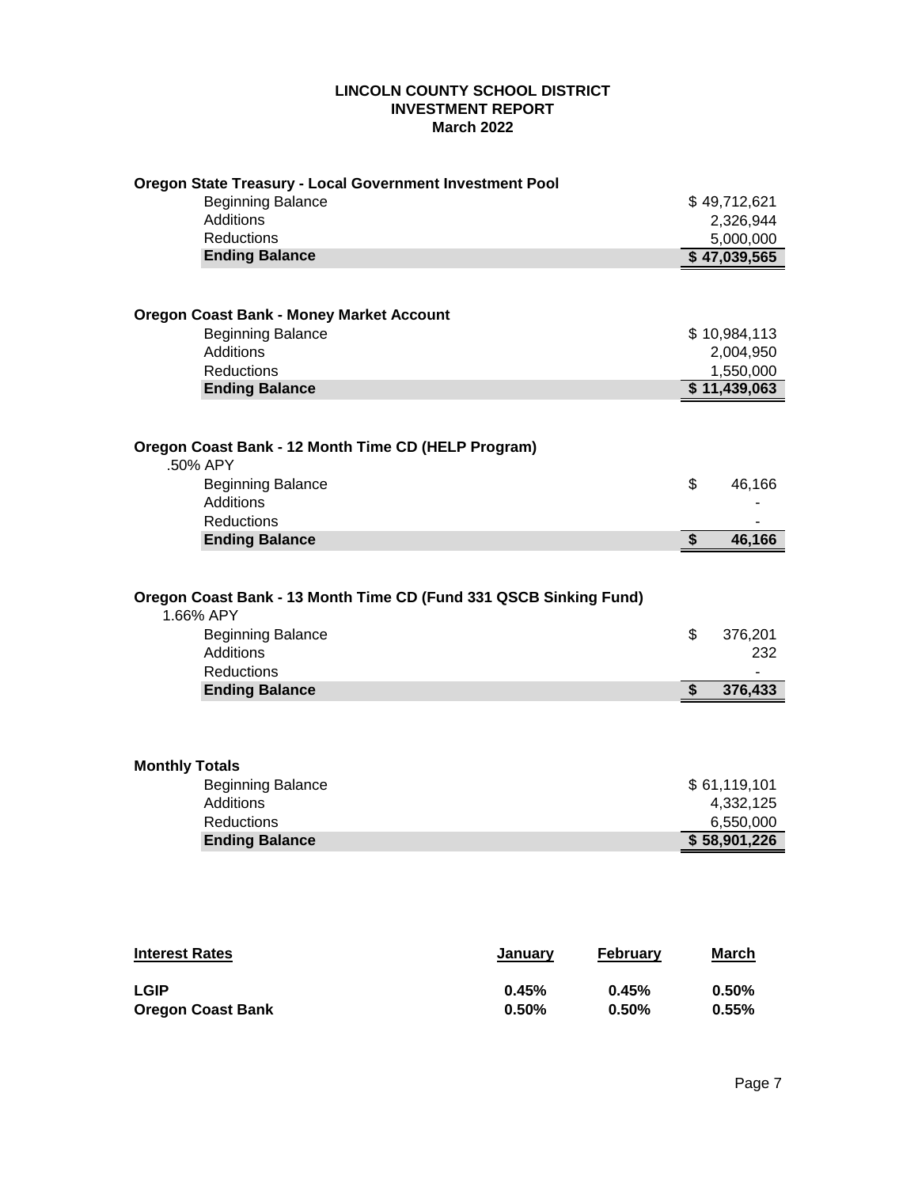**LINCOLN COUNTY SCHOOL DISTRICT**
**INVESTMENT REPORT**
**March 2022**

**Oregon State Treasury - Local Government Investment Pool**

| | |
|---|---|
| Beginning Balance | $ 49,712,621 |
| Additions | 2,326,944 |
| Reductions | 5,000,000 |
| **Ending Balance** | **$ 47,039,565** |

**Oregon Coast Bank - Money Market Account**

| | |
|---|---|
| Beginning Balance | $ 10,984,113 |
| Additions | 2,004,950 |
| Reductions | 1,550,000 |
| **Ending Balance** | **$ 11,439,063** |

**Oregon Coast Bank - 12 Month Time CD (HELP Program)**

.50% APY

| | |
|---|---|
| Beginning Balance | $ 46,166 |
| Additions | - |
| Reductions | - |
| **Ending Balance** | **$ 46,166** |

**Oregon Coast Bank - 13 Month Time CD (Fund 331 QSCB Sinking Fund)**

1.66% APY

| | |
|---|---|
| Beginning Balance | $ 376,201 |
| Additions | 232 |
| Reductions | - |
| **Ending Balance** | **$ 376,433** |

**Monthly Totals**

| | |
|---|---|
| Beginning Balance | $ 61,119,101 |
| Additions | 4,332,125 |
| Reductions | 6,550,000 |
| **Ending Balance** | **$ 58,901,226** |

| **Interest Rates** | **January** | **February** | **March** |
|---|---|---|---|
| **LGIP** | **0.45%** | **0.45%** | **0.50%** |
| **Oregon Coast Bank** | **0.50%** | **0.50%** | **0.55%** |